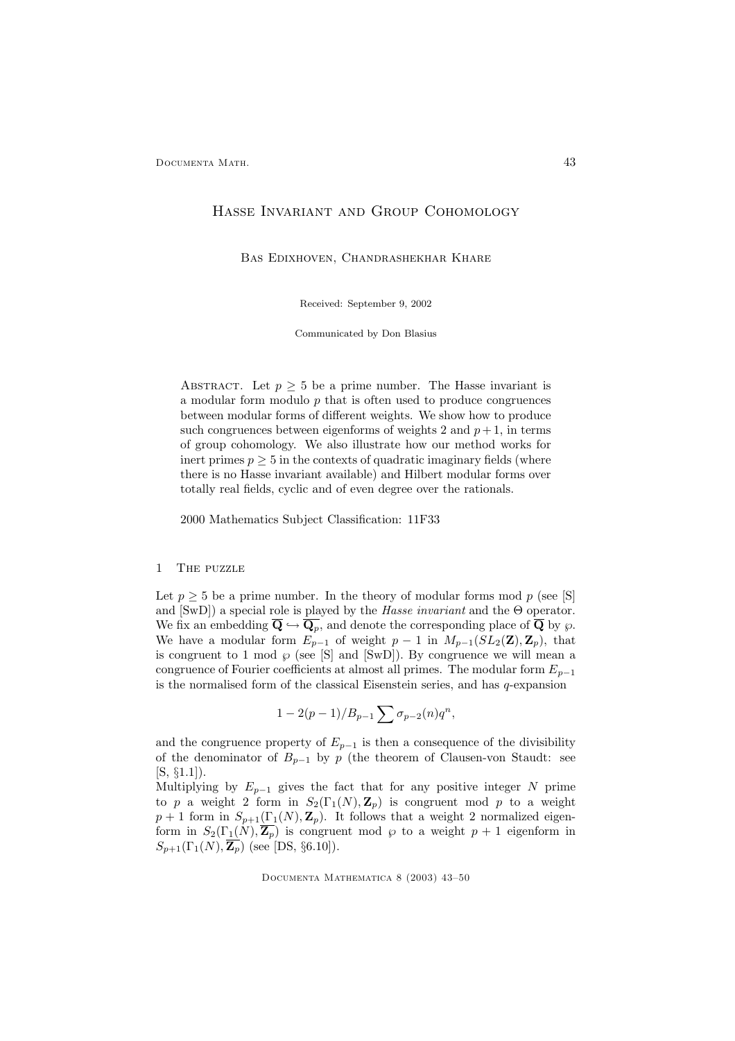# Hasse Invariant and Group Cohomology

Bas Edixhoven, Chandrashekhar Khare

Received: September 9, 2002

Communicated by Don Blasius

Abstract. Let $p \geq 5$ be a prime number. The Hasse invariant is a modular form modulo $p$ that is often used to produce congruences between modular forms of different weights. We show how to produce such congruences between eigenforms of weights 2 and $p+1$, in terms of group cohomology. We also illustrate how our method works for inert primes $p \geq 5$ in the contexts of quadratic imaginary fields (where there is no Hasse invariant available) and Hilbert modular forms over totally real fields, cyclic and of even degree over the rationals.

2000 Mathematics Subject Classification: 11F33

## 1 The puzzle

Let $p \geq 5$ be a prime number. In the theory of modular forms mod $p$ (see [S] and [SwD]) a special role is played by the *Hasse invariant* and the $\Theta$ operator. We fix an embedding $\overline{\mathbf{Q}} \hookrightarrow \overline{\mathbf{Q}_p}$, and denote the corresponding place of $\overline{\mathbf{Q}}$ by $\wp$. We have a modular form $E_{p-1}$ of weight $p-1$ in $M_{p-1}(SL_2(\mathbf{Z}), \mathbf{Z}_p)$, that is congruent to 1 mod $\wp$ (see [S] and [SwD]). By congruence we will mean a congruence of Fourier coefficients at almost all primes. The modular form $E_{p-1}$ is the normalised form of the classical Eisenstein series, and has $q$-expansion

$$1 - 2(p-1)/B_{p-1} \sum \sigma_{p-2}(n) q^n,$$

and the congruence property of $E_{p-1}$ is then a consequence of the divisibility of the denominator of $B_{p-1}$ by $p$ (the theorem of Clausen-von Staudt: see [S, §1.1]).

Multiplying by $E_{p-1}$ gives the fact that for any positive integer $N$ prime to $p$ a weight 2 form in $S_2(\Gamma_1(N), \mathbf{Z}_p)$ is congruent mod $p$ to a weight $p+1$ form in $S_{p+1}(\Gamma_1(N), \mathbf{Z}_p)$. It follows that a weight 2 normalized eigenform in $S_2(\Gamma_1(N), \overline{\mathbf{Z}_p})$ is congruent mod $\wp$ to a weight $p+1$ eigenform in $S_{p+1}(\Gamma_1(N), \overline{\mathbf{Z}_p})$ (see [DS, §6.10]).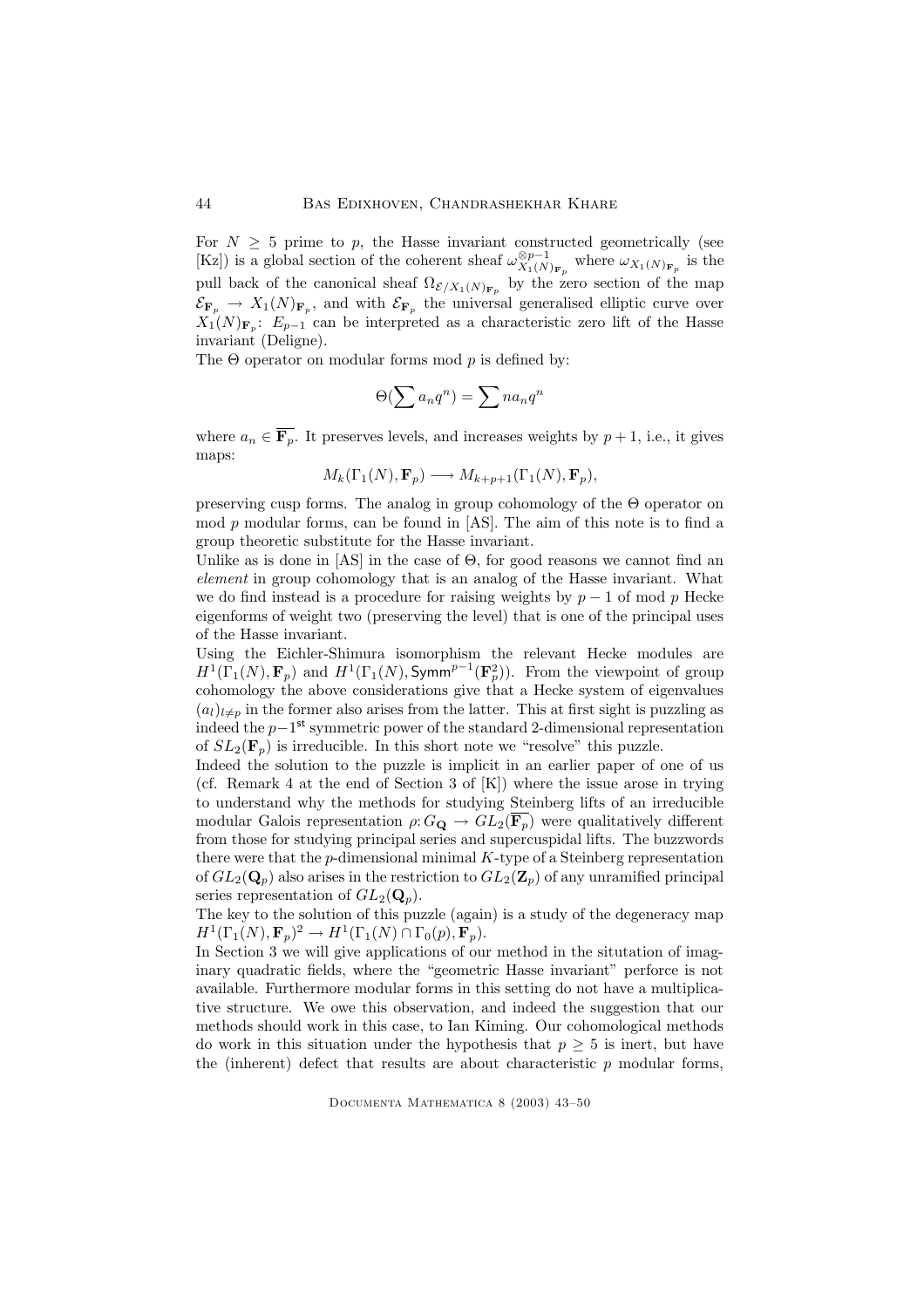For $N \geq 5$ prime to $p$, the Hasse invariant constructed geometrically (see [Kz]) is a global section of the coherent sheaf $\omega_{X_1(N)_{\mathbf{F}_p}}^{\otimes p-1}$ where $\omega_{X_1(N)_{\mathbf{F}_p}}$ is the pull back of the canonical sheaf $\Omega_{\mathcal{E}/X_1(N)_{\mathbf{F}_p}}$ by the zero section of the map $\mathcal{E}_{\mathbf{F}_p} \to X_1(N)_{\mathbf{F}_p}$, and with $\mathcal{E}_{\mathbf{F}_p}$ the universal generalised elliptic curve over $X_1(N)_{\mathbf{F}_p}$: $E_{p-1}$ can be interpreted as a characteristic zero lift of the Hasse invariant (Deligne).

The $\Theta$ operator on modular forms mod $p$ is defined by:

$$\Theta(\sum a_n q^n) = \sum n a_n q^n$$

where $a_n \in \overline{\mathbf{F}_p}$. It preserves levels, and increases weights by $p+1$, i.e., it gives maps:

$$M_k(\Gamma_1(N), \mathbf{F}_p) \longrightarrow M_{k+p+1}(\Gamma_1(N), \mathbf{F}_p),$$

preserving cusp forms. The analog in group cohomology of the $\Theta$ operator on mod $p$ modular forms, can be found in [AS]. The aim of this note is to find a group theoretic substitute for the Hasse invariant.

Unlike as is done in [AS] in the case of $\Theta$, for good reasons we cannot find an *element* in group cohomology that is an analog of the Hasse invariant. What we do find instead is a procedure for raising weights by $p-1$ of mod $p$ Hecke eigenforms of weight two (preserving the level) that is one of the principal uses of the Hasse invariant.

Using the Eichler-Shimura isomorphism the relevant Hecke modules are $H^1(\Gamma_1(N), \mathbf{F}_p)$ and $H^1(\Gamma_1(N), \mathsf{Symm}^{p-1}(\mathbf{F}_p^2))$. From the viewpoint of group cohomology the above considerations give that a Hecke system of eigenvalues $(a_l)_{l \neq p}$ in the former also arises from the latter. This at first sight is puzzling as indeed the $p-1^{\text{st}}$ symmetric power of the standard 2-dimensional representation of $SL_2(\mathbf{F}_p)$ is irreducible. In this short note we "resolve" this puzzle.

Indeed the solution to the puzzle is implicit in an earlier paper of one of us (cf. Remark 4 at the end of Section 3 of [K]) where the issue arose in trying to understand why the methods for studying Steinberg lifts of an irreducible modular Galois representation $\rho: G_{\mathbf{Q}} \to GL_2(\overline{\mathbf{F}_p})$ were qualitatively different from those for studying principal series and supercuspidal lifts. The buzzwords there were that the $p$-dimensional minimal $K$-type of a Steinberg representation of $GL_2(\mathbf{Q}_p)$ also arises in the restriction to $GL_2(\mathbf{Z}_p)$ of any unramified principal series representation of $GL_2(\mathbf{Q}_p)$.

The key to the solution of this puzzle (again) is a study of the degeneracy map $H^1(\Gamma_1(N), \mathbf{F}_p)^2 \to H^1(\Gamma_1(N) \cap \Gamma_0(p), \mathbf{F}_p)$.

In Section 3 we will give applications of our method in the situtation of imaginary quadratic fields, where the "geometric Hasse invariant" perforce is not available. Furthermore modular forms in this setting do not have a multiplicative structure. We owe this observation, and indeed the suggestion that our methods should work in this case, to Ian Kiming. Our cohomological methods do work in this situation under the hypothesis that $p \geq 5$ is inert, but have the (inherent) defect that results are about characteristic $p$ modular forms,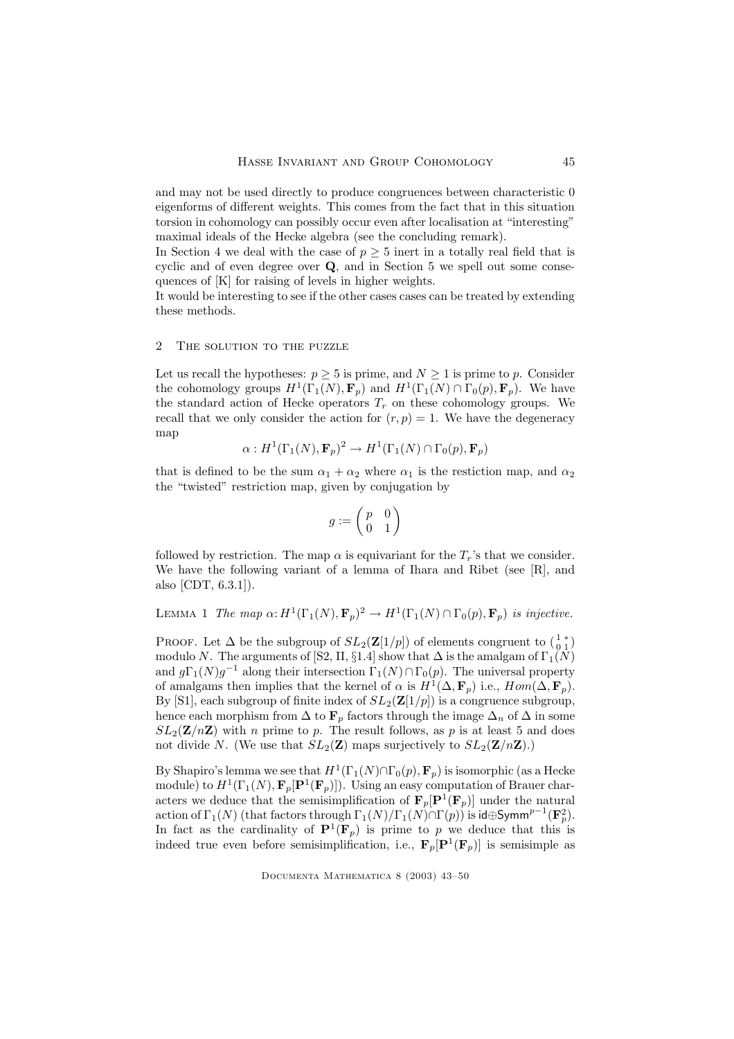and may not be used directly to produce congruences between characteristic 0 eigenforms of different weights. This comes from the fact that in this situation torsion in cohomology can possibly occur even after localisation at "interesting" maximal ideals of the Hecke algebra (see the concluding remark).

In Section 4 we deal with the case of $p \geq 5$ inert in a totally real field that is cyclic and of even degree over $\mathbf{Q}$, and in Section 5 we spell out some consequences of [K] for raising of levels in higher weights.

It would be interesting to see if the other cases cases can be treated by extending these methods.

## 2 The solution to the puzzle

Let us recall the hypotheses: $p \geq 5$ is prime, and $N \geq 1$ is prime to $p$. Consider the cohomology groups $H^1(\Gamma_1(N), \mathbf{F}_p)$ and $H^1(\Gamma_1(N) \cap \Gamma_0(p), \mathbf{F}_p)$. We have the standard action of Hecke operators $T_r$ on these cohomology groups. We recall that we only consider the action for $(r,p) = 1$. We have the degeneracy map

$$\alpha : H^1(\Gamma_1(N), \mathbf{F}_p)^2 \rightarrow H^1(\Gamma_1(N) \cap \Gamma_0(p), \mathbf{F}_p)$$

that is defined to be the sum $\alpha_1 + \alpha_2$ where $\alpha_1$ is the restiction map, and $\alpha_2$ the "twisted" restriction map, given by conjugation by

$$g := \begin{pmatrix} p & 0 \\ 0 & 1 \end{pmatrix}$$

followed by restriction. The map $\alpha$ is equivariant for the $T_r$'s that we consider. We have the following variant of a lemma of Ihara and Ribet (see [R], and also [CDT, 6.3.1]).

Lemma 1 *The map $\alpha$: $H^1(\Gamma_1(N), \mathbf{F}_p)^2 \rightarrow H^1(\Gamma_1(N) \cap \Gamma_0(p), \mathbf{F}_p)$ is injective.*

Proof. Let $\Delta$ be the subgroup of $SL_2(\mathbf{Z}[1/p])$ of elements congruent to $\left(\begin{smallmatrix} 1 & * \\ 0 & 1 \end{smallmatrix}\right)$ modulo $N$. The arguments of [S2, II, §1.4] show that $\Delta$ is the amalgam of $\Gamma_1(N)$ and $g\Gamma_1(N)g^{-1}$ along their intersection $\Gamma_1(N) \cap \Gamma_0(p)$. The universal property of amalgams then implies that the kernel of $\alpha$ is $H^1(\Delta, \mathbf{F}_p)$ i.e., $Hom(\Delta, \mathbf{F}_p)$. By [S1], each subgroup of finite index of $SL_2(\mathbf{Z}[1/p])$ is a congruence subgroup, hence each morphism from $\Delta$ to $\mathbf{F}_p$ factors through the image $\Delta_n$ of $\Delta$ in some $SL_2(\mathbf{Z}/n\mathbf{Z})$ with $n$ prime to $p$. The result follows, as $p$ is at least 5 and does not divide $N$. (We use that $SL_2(\mathbf{Z})$ maps surjectively to $SL_2(\mathbf{Z}/n\mathbf{Z})$.)

By Shapiro's lemma we see that $H^1(\Gamma_1(N) \cap \Gamma_0(p), \mathbf{F}_p)$ is isomorphic (as a Hecke module) to $H^1(\Gamma_1(N), \mathbf{F}_p[\mathbf{P}^1(\mathbf{F}_p)])$. Using an easy computation of Brauer characters we deduce that the semisimplification of $\mathbf{F}_p[\mathbf{P}^1(\mathbf{F}_p)]$ under the natural action of $\Gamma_1(N)$ (that factors through $\Gamma_1(N)/\Gamma_1(N) \cap \Gamma(p)$) is $\mathsf{id} \oplus \mathsf{Symm}^{p-1}(\mathbf{F}_p^2)$. In fact as the cardinality of $\mathbf{P}^1(\mathbf{F}_p)$ is prime to $p$ we deduce that this is indeed true even before semisimplification, i.e., $\mathbf{F}_p[\mathbf{P}^1(\mathbf{F}_p)]$ is semisimple as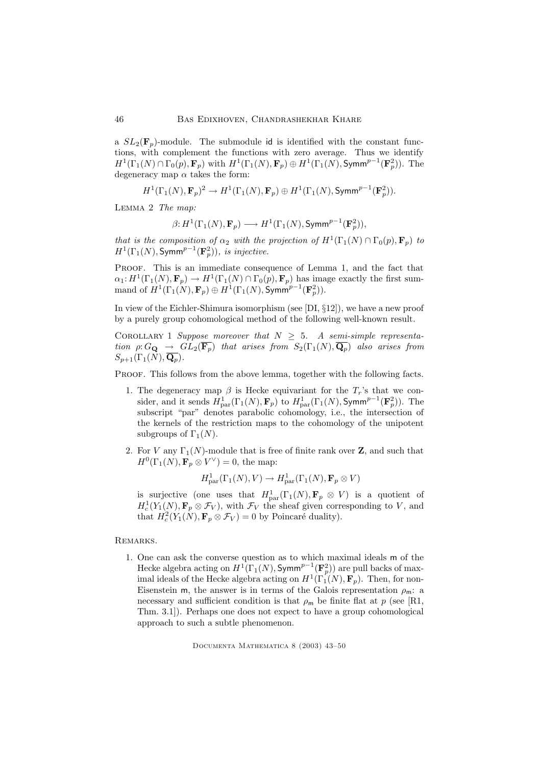a $SL_2(\mathbf{F}_p)$-module. The submodule $\mathsf{id}$ is identified with the constant functions, with complement the functions with zero average. Thus we identify $H^1(\Gamma_1(N)\cap\Gamma_0(p),\mathbf{F}_p)$ with $H^1(\Gamma_1(N),\mathbf{F}_p)\oplus H^1(\Gamma_1(N),\mathsf{Symm}^{p-1}(\mathbf{F}_p^2))$. The degeneracy map $\alpha$ takes the form:

$$H^1(\Gamma_1(N),\mathbf{F}_p)^2 \to H^1(\Gamma_1(N),\mathbf{F}_p)\oplus H^1(\Gamma_1(N),\mathsf{Symm}^{p-1}(\mathbf{F}_p^2)).$$

Lemma 2 *The map:*

$$\beta\colon H^1(\Gamma_1(N),\mathbf{F}_p)\longrightarrow H^1(\Gamma_1(N),\mathsf{Symm}^{p-1}(\mathbf{F}_p^2)),$$

*that is the composition of $\alpha_2$ with the projection of $H^1(\Gamma_1(N)\cap\Gamma_0(p),\mathbf{F}_p)$ to $H^1(\Gamma_1(N),\mathsf{Symm}^{p-1}(\mathbf{F}_p^2))$, is injective.*

Proof. This is an immediate consequence of Lemma 1, and the fact that $\alpha_1\colon H^1(\Gamma_1(N),\mathbf{F}_p)\to H^1(\Gamma_1(N)\cap\Gamma_0(p),\mathbf{F}_p)$ has image exactly the first summand of $H^1(\Gamma_1(N),\mathbf{F}_p)\oplus H^1(\Gamma_1(N),\mathsf{Symm}^{p-1}(\mathbf{F}_p^2))$.

In view of the Eichler-Shimura isomorphism (see [DI, §12]), we have a new proof by a purely group cohomological method of the following well-known result.

Corollary 1 *Suppose moreover that $N\geq 5$. A semi-simple representation $\rho\colon G_{\mathbf{Q}}\to GL_2(\overline{\mathbf{F}_p})$ that arises from $S_2(\Gamma_1(N),\overline{\mathbf{Q}_p})$ also arises from $S_{p+1}(\Gamma_1(N),\overline{\mathbf{Q}_p})$.*

Proof. This follows from the above lemma, together with the following facts.

1. The degeneracy map $\beta$ is Hecke equivariant for the $T_r$'s that we consider, and it sends $H^1_{\mathrm{par}}(\Gamma_1(N),\mathbf{F}_p)$ to $H^1_{\mathrm{par}}(\Gamma_1(N),\mathsf{Symm}^{p-1}(\mathbf{F}_p^2))$. The subscript "par" denotes parabolic cohomology, i.e., the intersection of the kernels of the restriction maps to the cohomology of the unipotent subgroups of $\Gamma_1(N)$.
2. For $V$ any $\Gamma_1(N)$-module that is free of finite rank over $\mathbf{Z}$, and such that $H^0(\Gamma_1(N),\mathbf{F}_p\otimes V^\vee)=0$, the map:

$$H^1_{\mathrm{par}}(\Gamma_1(N),V)\to H^1_{\mathrm{par}}(\Gamma_1(N),\mathbf{F}_p\otimes V)$$

   is surjective (one uses that $H^1_{\mathrm{par}}(\Gamma_1(N),\mathbf{F}_p\otimes V)$ is a quotient of $H^1_c(Y_1(N),\mathbf{F}_p\otimes\mathcal{F}_V)$, with $\mathcal{F}_V$ the sheaf given corresponding to $V$, and that $H^2_c(Y_1(N),\mathbf{F}_p\otimes\mathcal{F}_V)=0$ by Poincaré duality).

Remarks.

1. One can ask the converse question as to which maximal ideals $\mathsf{m}$ of the Hecke algebra acting on $H^1(\Gamma_1(N),\mathsf{Symm}^{p-1}(\mathbf{F}_p^2))$ are pull backs of maximal ideals of the Hecke algebra acting on $H^1(\Gamma_1(N),\mathbf{F}_p)$. Then, for non-Eisenstein $\mathsf{m}$, the answer is in terms of the Galois representation $\rho_{\mathsf{m}}$: a necessary and sufficient condition is that $\rho_{\mathsf{m}}$ be finite flat at $p$ (see [R1, Thm. 3.1]). Perhaps one does not expect to have a group cohomological approach to such a subtle phenomenon.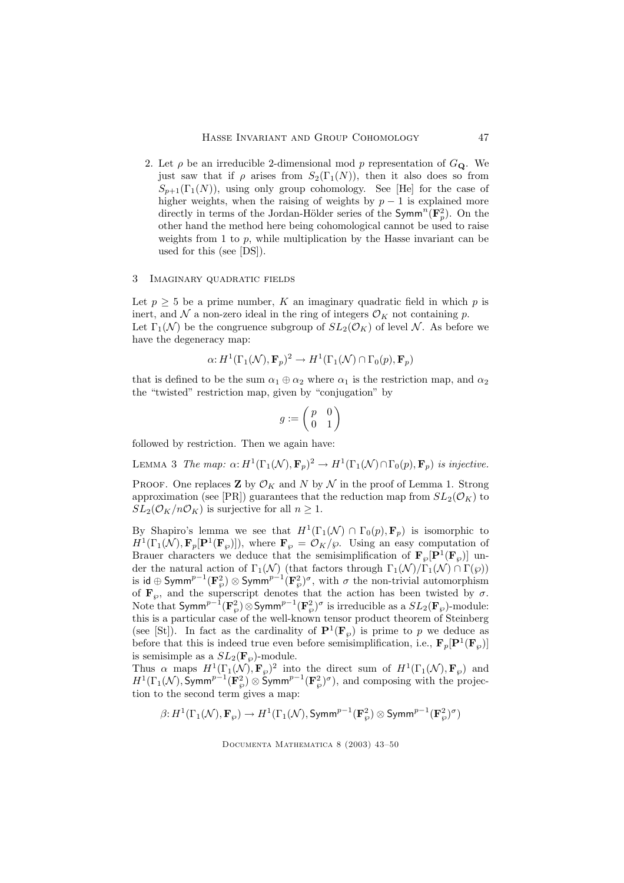2. Let $\rho$ be an irreducible 2-dimensional mod $p$ representation of $G_{\mathbf{Q}}$. We just saw that if $\rho$ arises from $S_2(\Gamma_1(N))$, then it also does so from $S_{p+1}(\Gamma_1(N))$, using only group cohomology. See [He] for the case of higher weights, when the raising of weights by $p-1$ is explained more directly in terms of the Jordan-Hölder series of the $\mathsf{Symm}^n(\mathbf{F}_p^2)$. On the other hand the method here being cohomological cannot be used to raise weights from 1 to $p$, while multiplication by the Hasse invariant can be used for this (see [DS]).

## 3 Imaginary quadratic fields

Let $p \geq 5$ be a prime number, $K$ an imaginary quadratic field in which $p$ is inert, and $\mathcal{N}$ a non-zero ideal in the ring of integers $\mathcal{O}_K$ not containing $p$.
Let $\Gamma_1(\mathcal{N})$ be the congruence subgroup of $SL_2(\mathcal{O}_K)$ of level $\mathcal{N}$. As before we have the degeneracy map:

$$\alpha \colon H^1(\Gamma_1(\mathcal{N}), \mathbf{F}_p)^2 \to H^1(\Gamma_1(\mathcal{N}) \cap \Gamma_0(p), \mathbf{F}_p)$$

that is defined to be the sum $\alpha_1 \oplus \alpha_2$ where $\alpha_1$ is the restriction map, and $\alpha_2$ the "twisted" restriction map, given by "conjugation" by

$$g := \begin{pmatrix} p & 0 \\ 0 & 1 \end{pmatrix}$$

followed by restriction. Then we again have:

Lemma 3 *The map: $\alpha \colon H^1(\Gamma_1(\mathcal{N}), \mathbf{F}_p)^2 \to H^1(\Gamma_1(\mathcal{N}) \cap \Gamma_0(p), \mathbf{F}_p)$ is injective.*

Proof. One replaces $\mathbf{Z}$ by $\mathcal{O}_K$ and $N$ by $\mathcal{N}$ in the proof of Lemma 1. Strong approximation (see [PR]) guarantees that the reduction map from $SL_2(\mathcal{O}_K)$ to $SL_2(\mathcal{O}_K/n\mathcal{O}_K)$ is surjective for all $n \geq 1$.

By Shapiro's lemma we see that $H^1(\Gamma_1(\mathcal{N}) \cap \Gamma_0(p), \mathbf{F}_p)$ is isomorphic to $H^1(\Gamma_1(\mathcal{N}), \mathbf{F}_p[\mathbf{P}^1(\mathbf{F}_\wp)])$, where $\mathbf{F}_\wp = \mathcal{O}_K/\wp$. Using an easy computation of Brauer characters we deduce that the semisimplification of $\mathbf{F}_\wp[\mathbf{P}^1(\mathbf{F}_\wp)]$ under the natural action of $\Gamma_1(\mathcal{N})$ (that factors through $\Gamma_1(\mathcal{N})/\Gamma_1(\mathcal{N}) \cap \Gamma(\wp)$) is $\mathsf{id} \oplus \mathsf{Symm}^{p-1}(\mathbf{F}_\wp^2) \otimes \mathsf{Symm}^{p-1}(\mathbf{F}_\wp^2)^\sigma$, with $\sigma$ the non-trivial automorphism of $\mathbf{F}_\wp$, and the superscript denotes that the action has been twisted by $\sigma$. Note that $\mathsf{Symm}^{p-1}(\mathbf{F}_\wp^2) \otimes \mathsf{Symm}^{p-1}(\mathbf{F}_\wp^2)^\sigma$ is irreducible as a $SL_2(\mathbf{F}_\wp)$-module: this is a particular case of the well-known tensor product theorem of Steinberg (see [St]). In fact as the cardinality of $\mathbf{P}^1(\mathbf{F}_\wp)$ is prime to $p$ we deduce as before that this is indeed true even before semisimplification, i.e., $\mathbf{F}_p[\mathbf{P}^1(\mathbf{F}_\wp)]$ is semisimple as a $SL_2(\mathbf{F}_\wp)$-module.
Thus $\alpha$ maps $H^1(\Gamma_1(\mathcal{N}), \mathbf{F}_\wp)^2$ into the direct sum of $H^1(\Gamma_1(\mathcal{N}), \mathbf{F}_\wp)$ and $H^1(\Gamma_1(\mathcal{N}), \mathsf{Symm}^{p-1}(\mathbf{F}_\wp^2) \otimes \mathsf{Symm}^{p-1}(\mathbf{F}_\wp^2)^\sigma)$, and composing with the projection to the second term gives a map:

$$\beta \colon H^1(\Gamma_1(\mathcal{N}), \mathbf{F}_\wp) \to H^1(\Gamma_1(\mathcal{N}), \mathsf{Symm}^{p-1}(\mathbf{F}_\wp^2) \otimes \mathsf{Symm}^{p-1}(\mathbf{F}_\wp^2)^\sigma)$$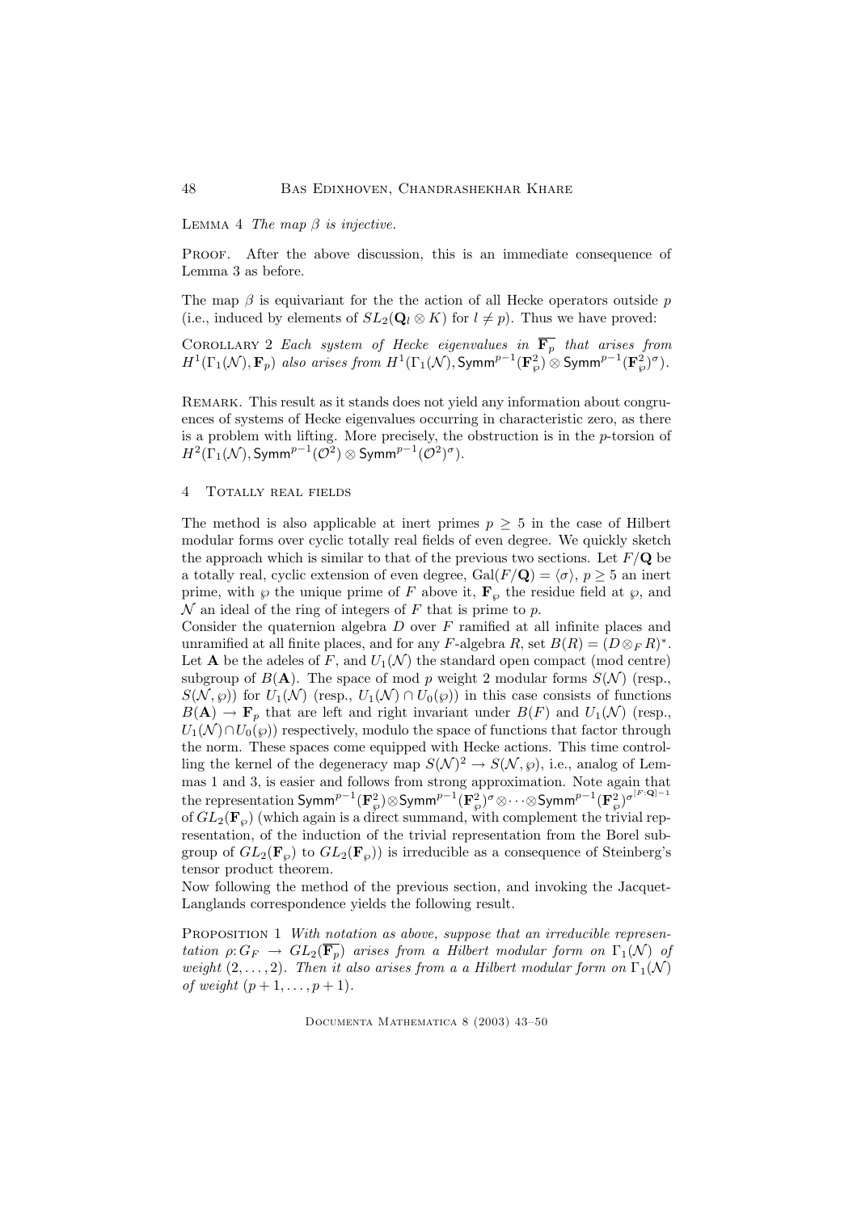Lemma 4 *The map $\beta$ is injective.*

Proof. After the above discussion, this is an immediate consequence of Lemma 3 as before.

The map $\beta$ is equivariant for the the action of all Hecke operators outside $p$ (i.e., induced by elements of $SL_2(\mathbf{Q}_l \otimes K)$ for $l \neq p$). Thus we have proved:

Corollary 2 *Each system of Hecke eigenvalues in $\overline{\mathbf{F}_p}$ that arises from $H^1(\Gamma_1(\mathcal{N}), \mathbf{F}_p)$ also arises from $H^1(\Gamma_1(\mathcal{N}), \mathsf{Symm}^{p-1}(\mathbf{F}_\wp^2) \otimes \mathsf{Symm}^{p-1}(\mathbf{F}_\wp^2)^\sigma)$.*

Remark. This result as it stands does not yield any information about congruences of systems of Hecke eigenvalues occurring in characteristic zero, as there is a problem with lifting. More precisely, the obstruction is in the $p$-torsion of $H^2(\Gamma_1(\mathcal{N}), \mathsf{Symm}^{p-1}(\mathcal{O}^2) \otimes \mathsf{Symm}^{p-1}(\mathcal{O}^2)^\sigma)$.

## 4 Totally real fields

The method is also applicable at inert primes $p \geq 5$ in the case of Hilbert modular forms over cyclic totally real fields of even degree. We quickly sketch the approach which is similar to that of the previous two sections. Let $F/\mathbf{Q}$ be a totally real, cyclic extension of even degree, $\mathrm{Gal}(F/\mathbf{Q}) = \langle \sigma \rangle$, $p \geq 5$ an inert prime, with $\wp$ the unique prime of $F$ above it, $\mathbf{F}_\wp$ the residue field at $\wp$, and $\mathcal{N}$ an ideal of the ring of integers of $F$ that is prime to $p$.

Consider the quaternion algebra $D$ over $F$ ramified at all infinite places and unramified at all finite places, and for any $F$-algebra $R$, set $B(R) = (D \otimes_F R)^*$. Let $\mathbf{A}$ be the adeles of $F$, and $U_1(\mathcal{N})$ the standard open compact (mod centre) subgroup of $B(\mathbf{A})$. The space of mod $p$ weight 2 modular forms $S(\mathcal{N})$ (resp., $S(\mathcal{N}, \wp)$) for $U_1(\mathcal{N})$ (resp., $U_1(\mathcal{N}) \cap U_0(\wp)$) in this case consists of functions $B(\mathbf{A}) \to \mathbf{F}_p$ that are left and right invariant under $B(F)$ and $U_1(\mathcal{N})$ (resp., $U_1(\mathcal{N}) \cap U_0(\wp)$) respectively, modulo the space of functions that factor through the norm. These spaces come equipped with Hecke actions. This time controlling the kernel of the degeneracy map $S(\mathcal{N})^2 \to S(\mathcal{N}, \wp)$, i.e., analog of Lemmas 1 and 3, is easier and follows from strong approximation. Note again that the representation $\mathsf{Symm}^{p-1}(\mathbf{F}_\wp^2) \otimes \mathsf{Symm}^{p-1}(\mathbf{F}_\wp^2)^\sigma \otimes \cdots \otimes \mathsf{Symm}^{p-1}(\mathbf{F}_\wp^2)^{\sigma^{[F:\mathbf{Q}]-1}}$ of $GL_2(\mathbf{F}_\wp)$ (which again is a direct summand, with complement the trivial representation, of the induction of the trivial representation from the Borel subgroup of $GL_2(\mathbf{F}_\wp)$ to $GL_2(\mathbf{F}_\wp)$) is irreducible as a consequence of Steinberg's tensor product theorem.

Now following the method of the previous section, and invoking the Jacquet-Langlands correspondence yields the following result.

Proposition 1 *With notation as above, suppose that an irreducible representation $\rho: G_F \to GL_2(\overline{\mathbf{F}_p})$ arises from a Hilbert modular form on $\Gamma_1(\mathcal{N})$ of weight $(2, \ldots, 2)$. Then it also arises from a a Hilbert modular form on $\Gamma_1(\mathcal{N})$ of weight $(p+1, \ldots, p+1)$.*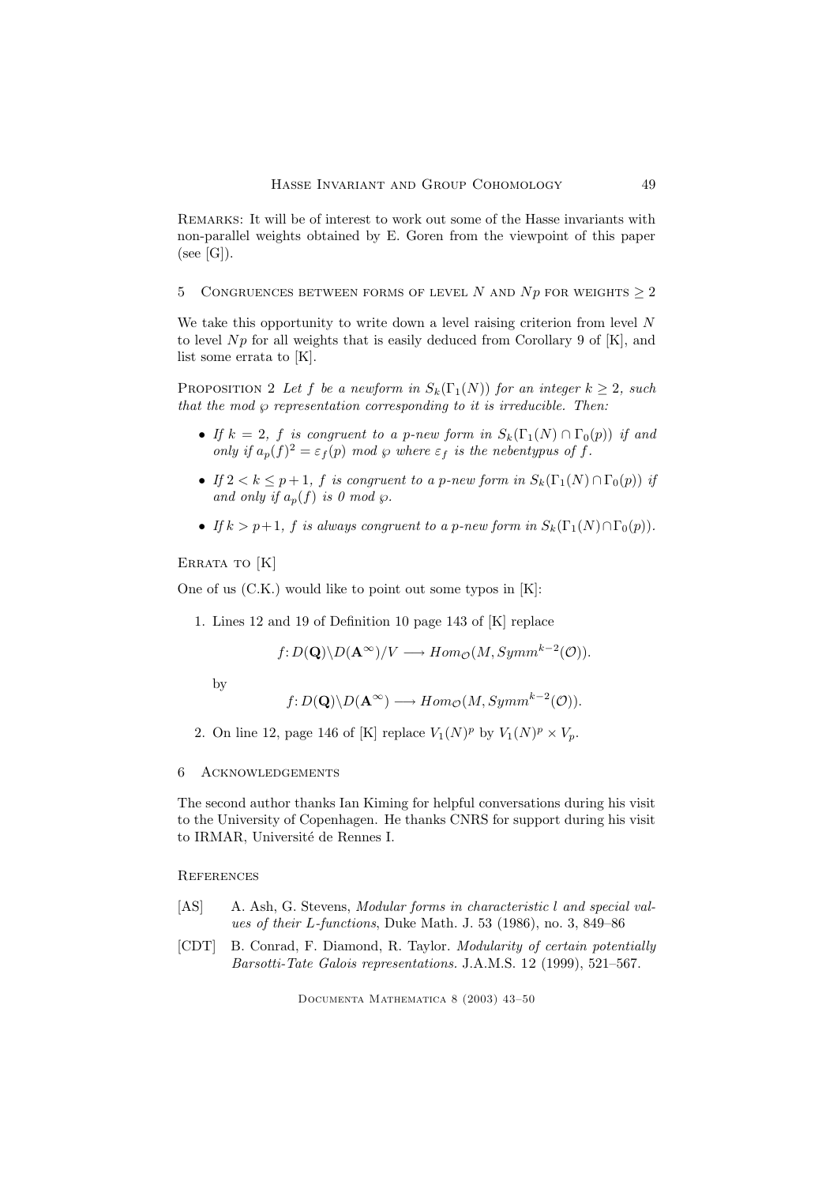Remarks: It will be of interest to work out some of the Hasse invariants with non-parallel weights obtained by E. Goren from the viewpoint of this paper (see [G]).

## 5 Congruences between forms of level $N$ and $Np$ for weights $\geq 2$

We take this opportunity to write down a level raising criterion from level $N$ to level $Np$ for all weights that is easily deduced from Corollary 9 of [K], and list some errata to [K].

Proposition 2 *Let $f$ be a newform in $S_k(\Gamma_1(N))$ for an integer $k \geq 2$, such that the mod $\wp$ representation corresponding to it is irreducible. Then:*

- *If $k = 2$, $f$ is congruent to a $p$-new form in $S_k(\Gamma_1(N) \cap \Gamma_0(p))$ if and only if $a_p(f)^2 = \varepsilon_f(p)$ mod $\wp$ where $\varepsilon_f$ is the nebentypus of $f$.*
- *If $2 < k \leq p+1$, $f$ is congruent to a $p$-new form in $S_k(\Gamma_1(N) \cap \Gamma_0(p))$ if and only if $a_p(f)$ is 0 mod $\wp$.*
- *If $k > p+1$, $f$ is always congruent to a $p$-new form in $S_k(\Gamma_1(N) \cap \Gamma_0(p))$.*

Errata to [K]

One of us (C.K.) would like to point out some typos in [K]:

1. Lines 12 and 19 of Definition 10 page 143 of [K] replace

$$f: D(\mathbf{Q})\backslash D(\mathbf{A}^\infty)/V \longrightarrow Hom_{\mathcal{O}}(M, Symm^{k-2}(\mathcal{O})).$$

   by

$$f: D(\mathbf{Q})\backslash D(\mathbf{A}^\infty) \longrightarrow Hom_{\mathcal{O}}(M, Symm^{k-2}(\mathcal{O})).$$

2. On line 12, page 146 of [K] replace $V_1(N)^p$ by $V_1(N)^p \times V_p$.

## 6 Acknowledgements

The second author thanks Ian Kiming for helpful conversations during his visit to the University of Copenhagen. He thanks CNRS for support during his visit to IRMAR, Université de Rennes I.

## References

[AS] A. Ash, G. Stevens, *Modular forms in characteristic l and special values of their L-functions*, Duke Math. J. 53 (1986), no. 3, 849–86

[CDT] B. Conrad, F. Diamond, R. Taylor. *Modularity of certain potentially Barsotti-Tate Galois representations.* J.A.M.S. 12 (1999), 521–567.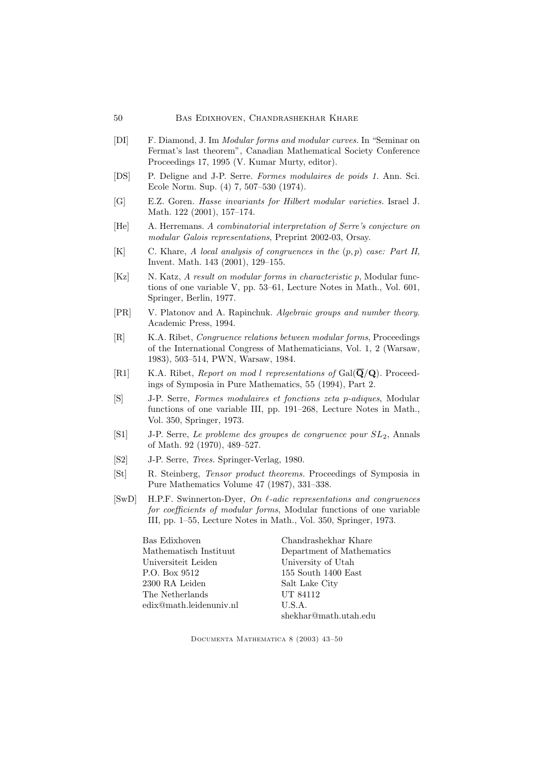[DI] F. Diamond, J. Im *Modular forms and modular curves.* In "Seminar on Fermat's last theorem", Canadian Mathematical Society Conference Proceedings 17, 1995 (V. Kumar Murty, editor).

[DS] P. Deligne and J-P. Serre. *Formes modulaires de poids 1.* Ann. Sci. Ecole Norm. Sup. (4) 7, 507–530 (1974).

[G] E.Z. Goren. *Hasse invariants for Hilbert modular varieties.* Israel J. Math. 122 (2001), 157–174.

[He] A. Herremans. *A combinatorial interpretation of Serre's conjecture on modular Galois representations*, Preprint 2002-03, Orsay.

[K] C. Khare, *A local analysis of congruences in the $(p,p)$ case: Part II*, Invent. Math. 143 (2001), 129–155.

[Kz] N. Katz, *A result on modular forms in characteristic p*, Modular functions of one variable V, pp. 53–61, Lecture Notes in Math., Vol. 601, Springer, Berlin, 1977.

[PR] V. Platonov and A. Rapinchuk. *Algebraic groups and number theory.* Academic Press, 1994.

[R] K.A. Ribet, *Congruence relations between modular forms*, Proceedings of the International Congress of Mathematicians, Vol. 1, 2 (Warsaw, 1983), 503–514, PWN, Warsaw, 1984.

[R1] K.A. Ribet, *Report on mod l representations of* $\mathrm{Gal}(\overline{\mathbf{Q}}/\mathbf{Q})$. Proceedings of Symposia in Pure Mathematics, 55 (1994), Part 2.

[S] J-P. Serre, *Formes modulaires et fonctions zeta p-adiques*, Modular functions of one variable III, pp. 191–268, Lecture Notes in Math., Vol. 350, Springer, 1973.

[S1] J-P. Serre, *Le probleme des groupes de congruence pour $SL_2$*, Annals of Math. 92 (1970), 489–527.

[S2] J-P. Serre, *Trees.* Springer-Verlag, 1980.

[St] R. Steinberg, *Tensor product theorems.* Proceedings of Symposia in Pure Mathematics Volume 47 (1987), 331–338.

[SwD] H.P.F. Swinnerton-Dyer, *On $\ell$-adic representations and congruences for coefficients of modular forms*, Modular functions of one variable III, pp. 1–55, Lecture Notes in Math., Vol. 350, Springer, 1973.

Bas Edixhoven
Mathematisch Instituut
Universiteit Leiden
P.O. Box 9512
2300 RA Leiden
The Netherlands
edix@math.leidenuniv.nl

Chandrashekhar Khare
Department of Mathematics
University of Utah
155 South 1400 East
Salt Lake City
UT 84112
U.S.A.
shekhar@math.utah.edu